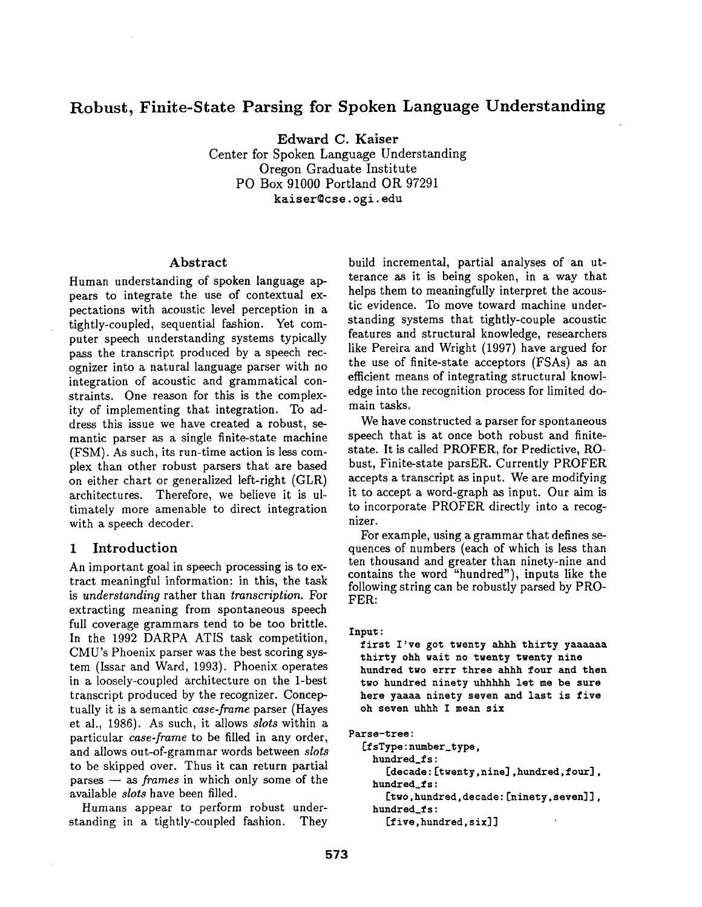# Robust, Finite-State Parsing for Spoken Language Understanding

**Edward C. Kaiser**
Center for Spoken Language Understanding
Oregon Graduate Institute
PO Box 91000 Portland OR 97291
kaiser@cse.ogi.edu

## Abstract

Human understanding of spoken language appears to integrate the use of contextual expectations with acoustic level perception in a tightly-coupled, sequential fashion. Yet computer speech understanding systems typically pass the transcript produced by a speech recognizer into a natural language parser with no integration of acoustic and grammatical constraints. One reason for this is the complexity of implementing that integration. To address this issue we have created a robust, semantic parser as a single finite-state machine (FSM). As such, its run-time action is less complex than other robust parsers that are based on either chart or generalized left-right (GLR) architectures. Therefore, we believe it is ultimately more amenable to direct integration with a speech decoder.

## 1 Introduction

An important goal in speech processing is to extract meaningful information: in this, the task is *understanding* rather than *transcription*. For extracting meaning from spontaneous speech full coverage grammars tend to be too brittle. In the 1992 DARPA ATIS task competition, CMU's Phoenix parser was the best scoring system (Issar and Ward, 1993). Phoenix operates in a loosely-coupled architecture on the 1-best transcript produced by the recognizer. Conceptually it is a semantic *case-frame* parser (Hayes et al., 1986). As such, it allows *slots* within a particular *case-frame* to be filled in any order, and allows out-of-grammar words between *slots* to be skipped over. Thus it can return partial parses — as *frames* in which only some of the available *slots* have been filled.

Humans appear to perform robust understanding in a tightly-coupled fashion. They build incremental, partial analyses of an utterance as it is being spoken, in a way that helps them to meaningfully interpret the acoustic evidence. To move toward machine understanding systems that tightly-couple acoustic features and structural knowledge, researchers like Pereira and Wright (1997) have argued for the use of finite-state acceptors (FSAs) as an efficient means of integrating structural knowledge into the recognition process for limited domain tasks.

We have constructed a parser for spontaneous speech that is at once both robust and finite-state. It is called PROFER, for Predictive, RObust, Finite-state parsER. Currently PROFER accepts a transcript as input. We are modifying it to accept a word-graph as input. Our aim is to incorporate PROFER directly into a recognizer.

For example, using a grammar that defines sequences of numbers (each of which is less than ten thousand and greater than ninety-nine and contains the word "hundred"), inputs like the following string can be robustly parsed by PROFER:

```
Input:
  first I've got twenty ahhh thirty yaaaaaa
  thirty ohh wait no twenty twenty nine
  hundred two errr three ahhh four and then
  two hundred ninety uhhhhh let me be sure
  here yaaaa ninety seven and last is five
  oh seven uhhh I mean six

Parse-tree:
  [fsType:number_type,
    hundred_fs:
      [decade:[twenty,nine],hundred,four],
    hundred_fs:
      [two,hundred,decade:[ninety,seven]],
    hundred_fs:
      [five,hundred,six]]
```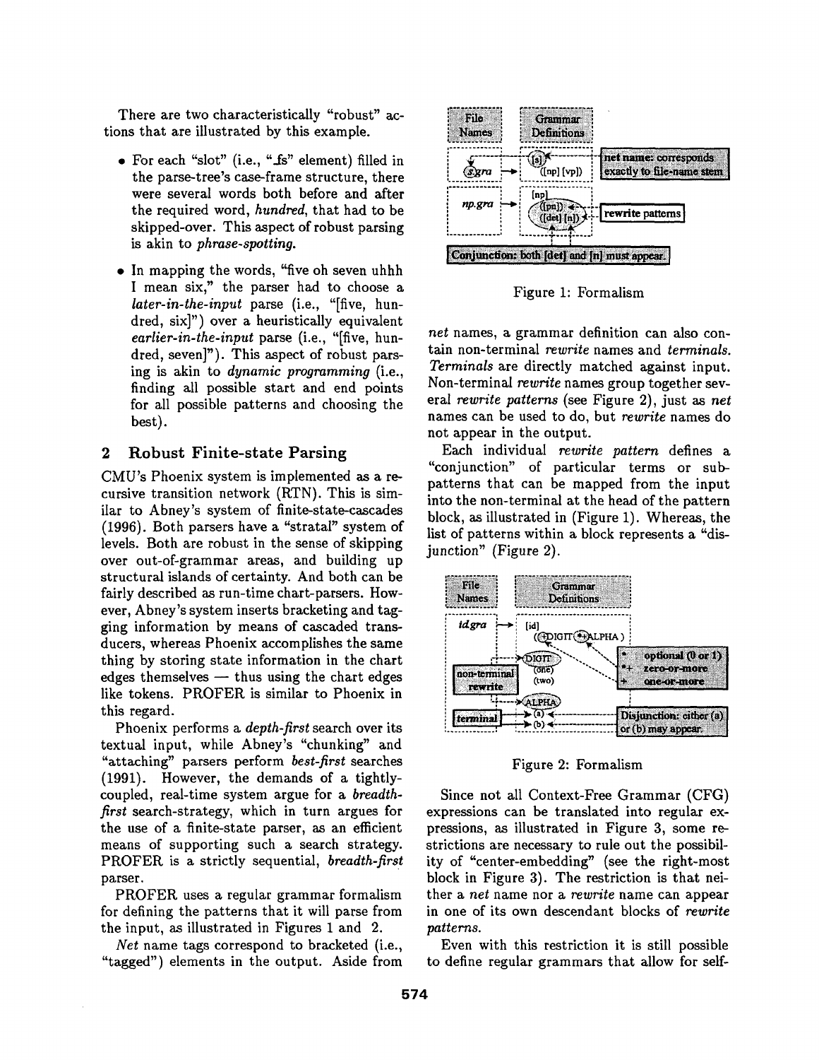There are two characteristically "robust" actions that are illustrated by this example.

- For each "slot" (i.e., "_fs" element) filled in the parse-tree's case-frame structure, there were several words both before and after the required word, *hundred*, that had to be skipped-over. This aspect of robust parsing is akin to *phrase-spotting*.
- In mapping the words, "five oh seven uhhh I mean six," the parser had to choose a *later-in-the-input* parse (i.e., "[five, hundred, six]") over a heuristically equivalent *earlier-in-the-input* parse (i.e., "[five, hundred, seven]"). This aspect of robust parsing is akin to *dynamic programming* (i.e., finding all possible start and end points for all possible patterns and choosing the best).

## 2 Robust Finite-state Parsing

CMU's Phoenix system is implemented as a recursive transition network (RTN). This is similar to Abney's system of finite-state-cascades (1996). Both parsers have a "stratal" system of levels. Both are robust in the sense of skipping over out-of-grammar areas, and building up structural islands of certainty. And both can be fairly described as run-time chart-parsers. However, Abney's system inserts bracketing and tagging information by means of cascaded transducers, whereas Phoenix accomplishes the same thing by storing state information in the chart edges themselves — thus using the chart edges like tokens. PROFER is similar to Phoenix in this regard.

Phoenix performs a *depth-first* search over its textual input, while Abney's "chunking" and "attaching" parsers perform *best-first* searches (1991). However, the demands of a tightly-coupled, real-time system argue for a *breadth-first* search-strategy, which in turn argues for the use of a finite-state parser, as an efficient means of supporting such a search strategy. PROFER is a strictly sequential, *breadth-first* parser.

PROFER uses a regular grammar formalism for defining the patterns that it will parse from the input, as illustrated in Figures 1 and 2.

*Net* name tags correspond to bracketed (i.e., "tagged") elements in the output. Aside from

Figure 1: Formalism

*net* names, a grammar definition can also contain non-terminal *rewrite* names and *terminals*. *Terminals* are directly matched against input. Non-terminal *rewrite* names group together several *rewrite patterns* (see Figure 2), just as *net* names can be used to do, but *rewrite* names do not appear in the output.

Each individual *rewrite pattern* defines a "conjunction" of particular terms or sub-patterns that can be mapped from the input into the non-terminal at the head of the pattern block, as illustrated in (Figure 1). Whereas, the list of patterns within a block represents a "disjunction" (Figure 2).

Figure 2: Formalism

Since not all Context-Free Grammar (CFG) expressions can be translated into regular expressions, as illustrated in Figure 3, some restrictions are necessary to rule out the possibility of "center-embedding" (see the right-most block in Figure 3). The restriction is that neither a *net* name nor a *rewrite* name can appear in one of its own descendant blocks of *rewrite patterns*.

Even with this restriction it is still possible to define regular grammars that allow for self-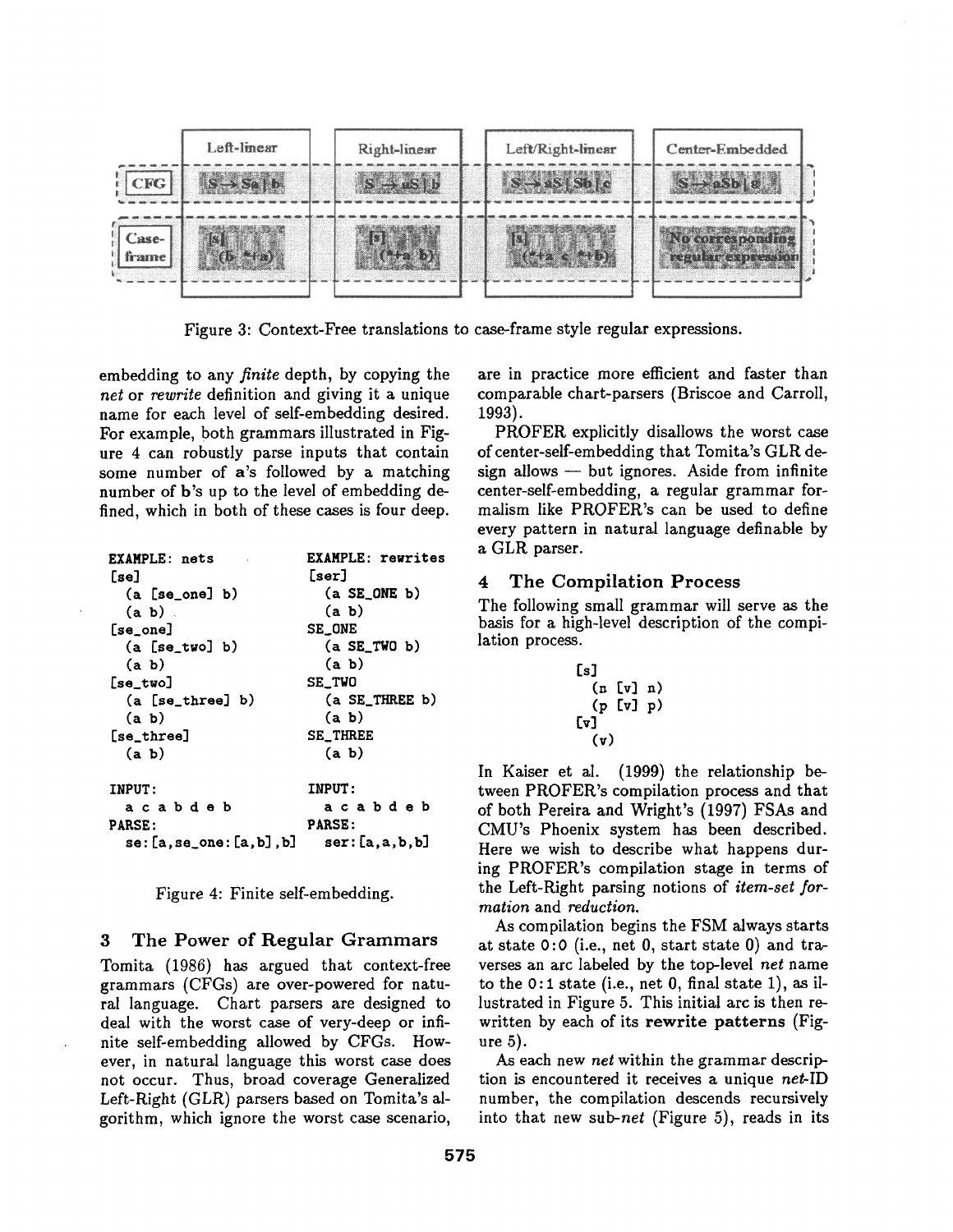| | Left-linear | Right-linear | Left/Right-linear | Center-Embedded |
|---|---|---|---|---|
| CFG | S → Sa \| b | S → aS \| b | S → aS \| Sb \| c | S → aSb \| ε |
| Case-frame | [s] (b *+a) | [s] (*+a b) | [s] (*+a c *+b) | No corresponding regular expression |

Figure 3: Context-Free translations to case-frame style regular expressions.

embedding to any *finite* depth, by copying the *net* or *rewrite* definition and giving it a unique name for each level of self-embedding desired. For example, both grammars illustrated in Figure 4 can robustly parse inputs that contain some number of **a**'s followed by a matching number of **b**'s up to the level of embedding defined, which in both of these cases is four deep.

```
EXAMPLE: nets                EXAMPLE: rewrites
[se]                         [ser]
  (a [se_one] b)               (a SE_ONE b)
  (a b)                        (a b)
[se_one]                     SE_ONE
  (a [se_two] b)               (a SE_TWO b)
  (a b)                        (a b)
[se_two]                     SE_TWO
  (a [se_three] b)             (a SE_THREE b)
  (a b)                        (a b)
[se_three]                   SE_THREE
  (a b)                        (a b)

INPUT:                       INPUT:
  a c a b d e b                a c a b d e b
PARSE:                       PARSE:
  se:[a,se_one:[a,b],b]        ser:[a,a,b,b]
```

Figure 4: Finite self-embedding.

## 3 The Power of Regular Grammars

Tomita (1986) has argued that context-free grammars (CFGs) are over-powered for natural language. Chart parsers are designed to deal with the worst case of very-deep or infinite self-embedding allowed by CFGs. However, in natural language this worst case does not occur. Thus, broad coverage Generalized Left-Right (GLR) parsers based on Tomita's algorithm, which ignore the worst case scenario, are in practice more efficient and faster than comparable chart-parsers (Briscoe and Carroll, 1993).

PROFER explicitly disallows the worst case of center-self-embedding that Tomita's GLR design allows — but ignores. Aside from infinite center-self-embedding, a regular grammar formalism like PROFER's can be used to define every pattern in natural language definable by a GLR parser.

## 4 The Compilation Process

The following small grammar will serve as the basis for a high-level description of the compilation process.

```
[s]
  (n [v] n)
  (p [v] p)
[v]
  (v)
```

In Kaiser et al. (1999) the relationship between PROFER's compilation process and that of both Pereira and Wright's (1997) FSAs and CMU's Phoenix system has been described. Here we wish to describe what happens during PROFER's compilation stage in terms of the Left-Right parsing notions of *item-set formation* and *reduction*.

As compilation begins the FSM always starts at state 0:0 (i.e., net 0, start state 0) and traverses an arc labeled by the top-level *net* name to the 0:1 state (i.e., net 0, final state 1), as illustrated in Figure 5. This initial arc is then rewritten by each of its **rewrite patterns** (Figure 5).

As each new *net* within the grammar description is encountered it receives a unique *net*-ID number, the compilation descends recursively into that new sub-*net* (Figure 5), reads in its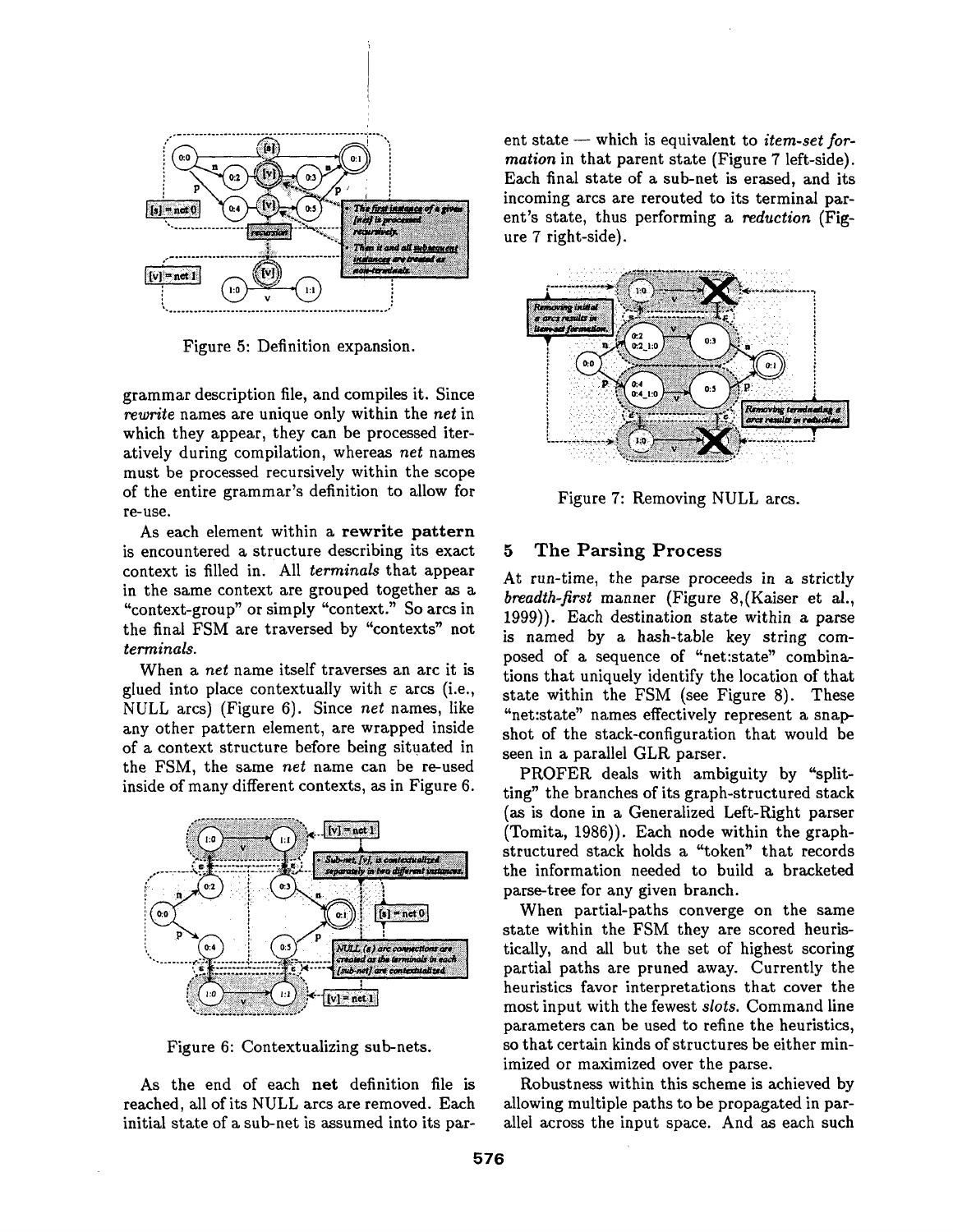Figure 5: Definition expansion.

grammar description file, and compiles it. Since *rewrite* names are unique only within the *net* in which they appear, they can be processed iteratively during compilation, whereas *net* names must be processed recursively within the scope of the entire grammar's definition to allow for re-use.

As each element within a **rewrite pattern** is encountered a structure describing its exact context is filled in. All *terminals* that appear in the same context are grouped together as a "context-group" or simply "context." So arcs in the final FSM are traversed by "contexts" not *terminals*.

When a *net* name itself traverses an arc it is glued into place contextually with $\varepsilon$ arcs (i.e., NULL arcs) (Figure 6). Since *net* names, like any other pattern element, are wrapped inside of a context structure before being situated in the FSM, the same *net* name can be re-used inside of many different contexts, as in Figure 6.

Figure 6: Contextualizing sub-nets.

As the end of each **net** definition file is reached, all of its NULL arcs are removed. Each initial state of a sub-net is assumed into its parent state — which is equivalent to *item-set formation* in that parent state (Figure 7 left-side). Each final state of a sub-net is erased, and its incoming arcs are rerouted to its terminal parent's state, thus performing a *reduction* (Figure 7 right-side).

Figure 7: Removing NULL arcs.

## 5 The Parsing Process

At run-time, the parse proceeds in a strictly *breadth-first* manner (Figure 8,(Kaiser et al., 1999)). Each destination state within a parse is named by a hash-table key string composed of a sequence of "net:state" combinations that uniquely identify the location of that state within the FSM (see Figure 8). These "net:state" names effectively represent a snapshot of the stack-configuration that would be seen in a parallel GLR parser.

PROFER deals with ambiguity by "splitting" the branches of its graph-structured stack (as is done in a Generalized Left-Right parser (Tomita, 1986)). Each node within the graph-structured stack holds a "token" that records the information needed to build a bracketed parse-tree for any given branch.

When partial-paths converge on the same state within the FSM they are scored heuristically, and all but the set of highest scoring partial paths are pruned away. Currently the heuristics favor interpretations that cover the most input with the fewest *slots*. Command line parameters can be used to refine the heuristics, so that certain kinds of structures be either minimized or maximized over the parse.

Robustness within this scheme is achieved by allowing multiple paths to be propagated in parallel across the input space. And as each such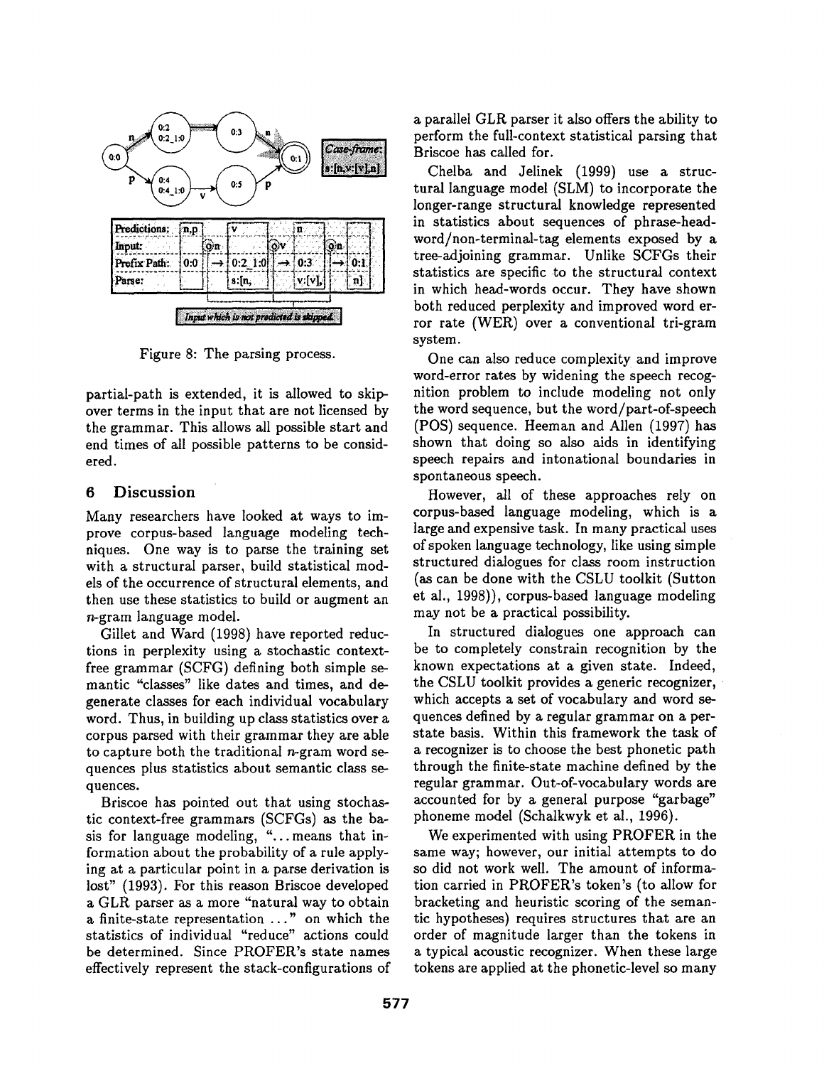Figure 8: The parsing process.

partial-path is extended, it is allowed to skip-over terms in the input that are not licensed by the grammar. This allows all possible start and end times of all possible patterns to be considered.

## 6 Discussion

Many researchers have looked at ways to improve corpus-based language modeling techniques. One way is to parse the training set with a structural parser, build statistical models of the occurrence of structural elements, and then use these statistics to build or augment an $n$-gram language model.

Gillet and Ward (1998) have reported reductions in perplexity using a stochastic context-free grammar (SCFG) defining both simple semantic "classes" like dates and times, and degenerate classes for each individual vocabulary word. Thus, in building up class statistics over a corpus parsed with their grammar they are able to capture both the traditional $n$-gram word sequences plus statistics about semantic class sequences.

Briscoe has pointed out that using stochastic context-free grammars (SCFGs) as the basis for language modeling, "...means that information about the probability of a rule applying at a particular point in a parse derivation is lost" (1993). For this reason Briscoe developed a GLR parser as a more "natural way to obtain a finite-state representation ..." on which the statistics of individual "reduce" actions could be determined. Since PROFER's state names effectively represent the stack-configurations of a parallel GLR parser it also offers the ability to perform the full-context statistical parsing that Briscoe has called for.

Chelba and Jelinek (1999) use a structural language model (SLM) to incorporate the longer-range structural knowledge represented in statistics about sequences of phrase-head-word/non-terminal-tag elements exposed by a tree-adjoining grammar. Unlike SCFGs their statistics are specific to the structural context in which head-words occur. They have shown both reduced perplexity and improved word error rate (WER) over a conventional tri-gram system.

One can also reduce complexity and improve word-error rates by widening the speech recognition problem to include modeling not only the word sequence, but the word/part-of-speech (POS) sequence. Heeman and Allen (1997) has shown that doing so also aids in identifying speech repairs and intonational boundaries in spontaneous speech.

However, all of these approaches rely on corpus-based language modeling, which is a large and expensive task. In many practical uses of spoken language technology, like using simple structured dialogues for class room instruction (as can be done with the CSLU toolkit (Sutton et al., 1998)), corpus-based language modeling may not be a practical possibility.

In structured dialogues one approach can be to completely constrain recognition by the known expectations at a given state. Indeed, the CSLU toolkit provides a generic recognizer, which accepts a set of vocabulary and word sequences defined by a regular grammar on a per-state basis. Within this framework the task of a recognizer is to choose the best phonetic path through the finite-state machine defined by the regular grammar. Out-of-vocabulary words are accounted for by a general purpose "garbage" phoneme model (Schalkwyk et al., 1996).

We experimented with using PROFER in the same way; however, our initial attempts to do so did not work well. The amount of information carried in PROFER's token's (to allow for bracketing and heuristic scoring of the semantic hypotheses) requires structures that are an order of magnitude larger than the tokens in a typical acoustic recognizer. When these large tokens are applied at the phonetic-level so many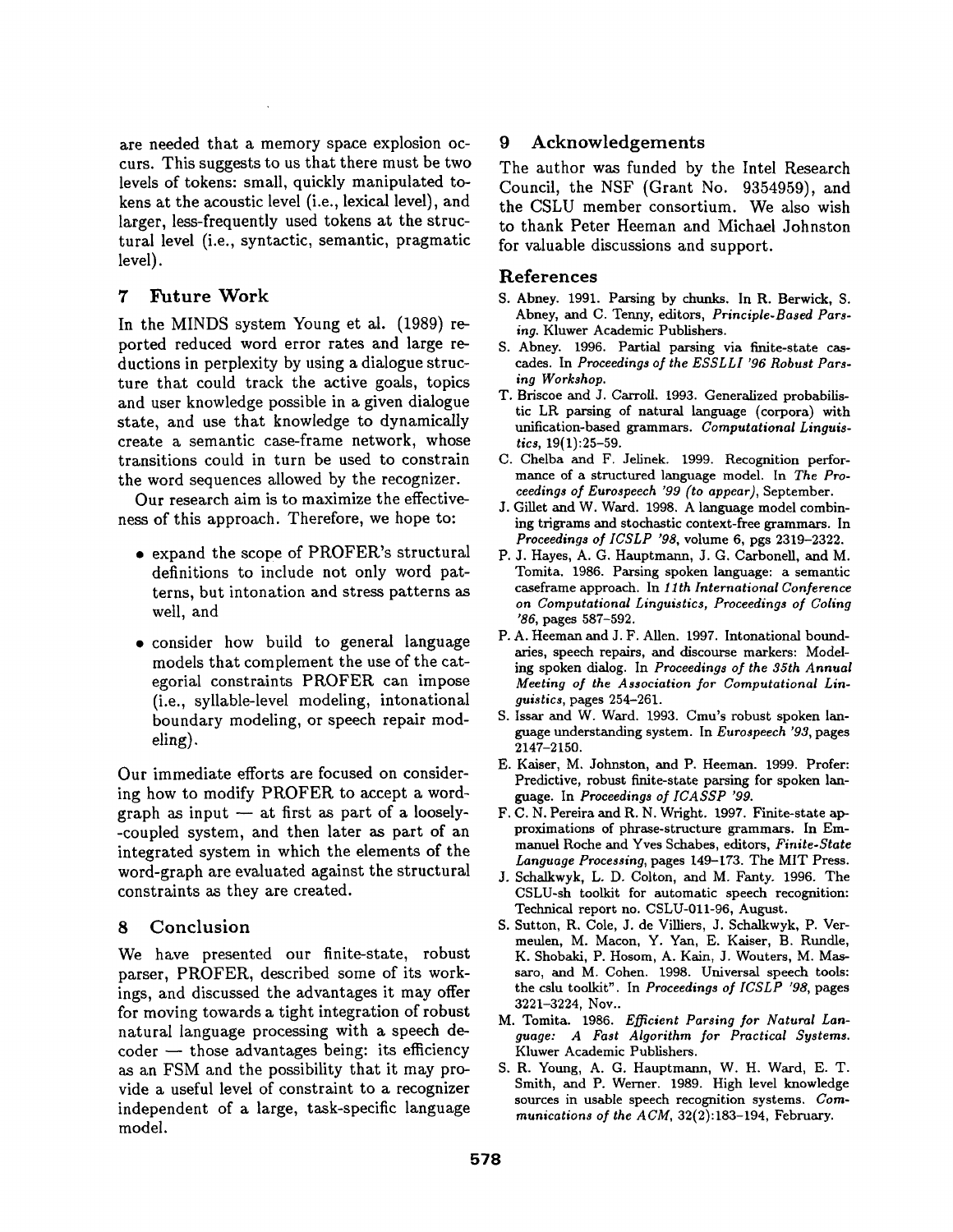are needed that a memory space explosion occurs. This suggests to us that there must be two levels of tokens: small, quickly manipulated tokens at the acoustic level (i.e., lexical level), and larger, less-frequently used tokens at the structural level (i.e., syntactic, semantic, pragmatic level).

## 7 Future Work

In the MINDS system Young et al. (1989) reported reduced word error rates and large reductions in perplexity by using a dialogue structure that could track the active goals, topics and user knowledge possible in a given dialogue state, and use that knowledge to dynamically create a semantic case-frame network, whose transitions could in turn be used to constrain the word sequences allowed by the recognizer.

Our research aim is to maximize the effectiveness of this approach. Therefore, we hope to:

- expand the scope of PROFER's structural definitions to include not only word patterns, but intonation and stress patterns as well, and
- consider how build to general language models that complement the use of the categorial constraints PROFER can impose (i.e., syllable-level modeling, intonational boundary modeling, or speech repair modeling).

Our immediate efforts are focused on considering how to modify PROFER to accept a word-graph as input — at first as part of a loosely--coupled system, and then later as part of an integrated system in which the elements of the word-graph are evaluated against the structural constraints as they are created.

## 8 Conclusion

We have presented our finite-state, robust parser, PROFER, described some of its workings, and discussed the advantages it may offer for moving towards a tight integration of robust natural language processing with a speech decoder — those advantages being: its efficiency as an FSM and the possibility that it may provide a useful level of constraint to a recognizer independent of a large, task-specific language model.

## 9 Acknowledgements

The author was funded by the Intel Research Council, the NSF (Grant No. 9354959), and the CSLU member consortium. We also wish to thank Peter Heeman and Michael Johnston for valuable discussions and support.

## References

S. Abney. 1991. Parsing by chunks. In R. Berwick, S. Abney, and C. Tenny, editors, *Principle-Based Parsing*. Kluwer Academic Publishers.

S. Abney. 1996. Partial parsing via finite-state cascades. In *Proceedings of the ESSLLI '96 Robust Parsing Workshop*.

T. Briscoe and J. Carroll. 1993. Generalized probabilistic LR parsing of natural language (corpora) with unification-based grammars. *Computational Linguistics*, 19(1):25–59.

C. Chelba and F. Jelinek. 1999. Recognition performance of a structured language model. In *The Proceedings of Eurospeech '99 (to appear)*, September.

J. Gillet and W. Ward. 1998. A language model combining trigrams and stochastic context-free grammars. In *Proceedings of ICSLP '98*, volume 6, pgs 2319–2322.

P. J. Hayes, A. G. Hauptmann, J. G. Carbonell, and M. Tomita. 1986. Parsing spoken language: a semantic caseframe approach. In *11th International Conference on Computational Linguistics, Proceedings of Coling '86*, pages 587–592.

P. A. Heeman and J. F. Allen. 1997. Intonational boundaries, speech repairs, and discourse markers: Modeling spoken dialog. In *Proceedings of the 35th Annual Meeting of the Association for Computational Linguistics*, pages 254–261.

S. Issar and W. Ward. 1993. Cmu's robust spoken language understanding system. In *Eurospeech '93*, pages 2147–2150.

E. Kaiser, M. Johnston, and P. Heeman. 1999. Profer: Predictive, robust finite-state parsing for spoken language. In *Proceedings of ICASSP '99*.

F. C. N. Pereira and R. N. Wright. 1997. Finite-state approximations of phrase-structure grammars. In Emmanuel Roche and Yves Schabes, editors, *Finite-State Language Processing*, pages 149–173. The MIT Press.

J. Schalkwyk, L. D. Colton, and M. Fanty. 1996. The CSLU-sh toolkit for automatic speech recognition: Technical report no. CSLU-011-96, August.

S. Sutton, R. Cole, J. de Villiers, J. Schalkwyk, P. Vermeulen, M. Macon, Y. Yan, E. Kaiser, B. Rundle, K. Shobaki, P. Hosom, A. Kain, J. Wouters, M. Massaro, and M. Cohen. 1998. Universal speech tools: the cslu toolkit". In *Proceedings of ICSLP '98*, pages 3221–3224, Nov..

M. Tomita. 1986. *Efficient Parsing for Natural Language: A Fast Algorithm for Practical Systems*. Kluwer Academic Publishers.

S. R. Young, A. G. Hauptmann, W. H. Ward, E. T. Smith, and P. Werner. 1989. High level knowledge sources in usable speech recognition systems. *Communications of the ACM*, 32(2):183–194, February.